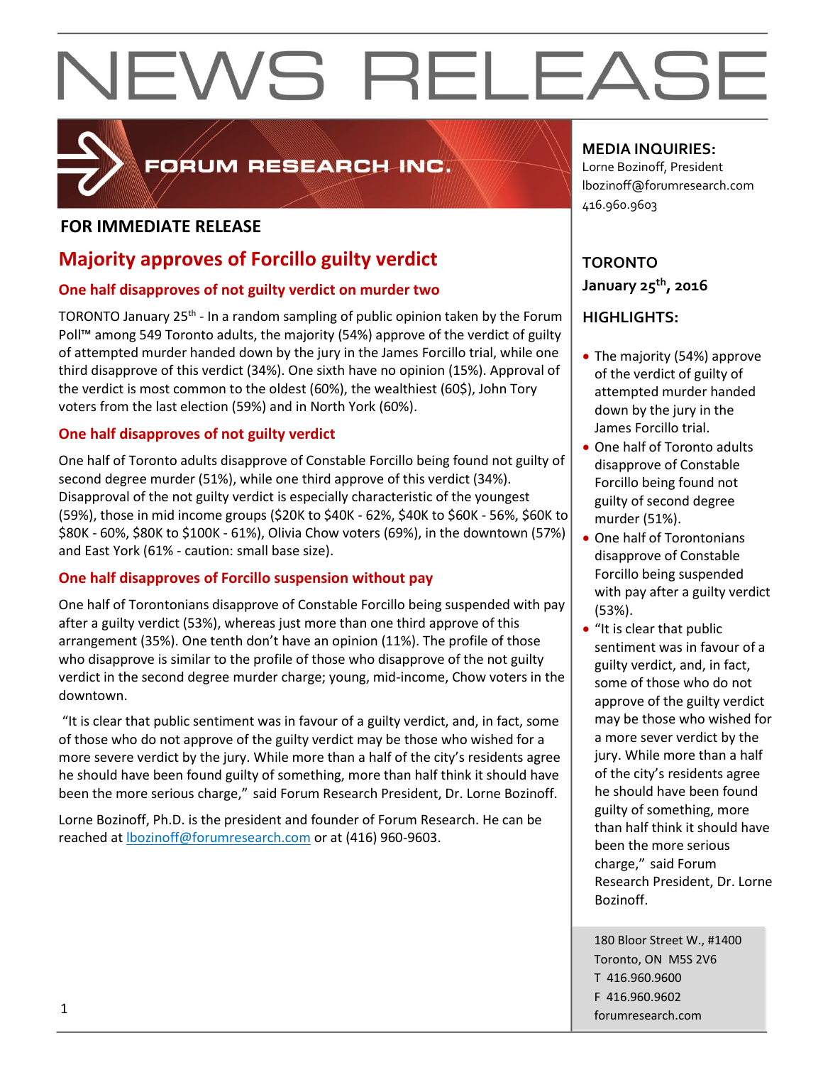# NEWS RELEASE

FORUM RESEARCH INC.

**FOR IMMEDIATE RELEASE**

## Majority approves of Forcillo guilty verdict

### One half disapproves of not guilty verdict on murder two

TORONTO January 25th - In a random sampling of public opinion taken by the Forum Poll™ among 549 Toronto adults, the majority (54%) approve of the verdict of guilty of attempted murder handed down by the jury in the James Forcillo trial, while one third disapprove of this verdict (34%). One sixth have no opinion (15%). Approval of the verdict is most common to the oldest (60%), the wealthiest (60$), John Tory voters from the last election (59%) and in North York (60%).

### One half disapproves of not guilty verdict

One half of Toronto adults disapprove of Constable Forcillo being found not guilty of second degree murder (51%), while one third approve of this verdict (34%). Disapproval of the not guilty verdict is especially characteristic of the youngest (59%), those in mid income groups ($20K to $40K - 62%, $40K to $60K - 56%, $60K to $80K - 60%, $80K to $100K - 61%), Olivia Chow voters (69%), in the downtown (57%) and East York (61% - caution: small base size).

### One half disapproves of Forcillo suspension without pay

One half of Torontonians disapprove of Constable Forcillo being suspended with pay after a guilty verdict (53%), whereas just more than one third approve of this arrangement (35%). One tenth don't have an opinion (11%). The profile of those who disapprove is similar to the profile of those who disapprove of the not guilty verdict in the second degree murder charge; young, mid-income, Chow voters in the downtown.

"It is clear that public sentiment was in favour of a guilty verdict, and, in fact, some of those who do not approve of the guilty verdict may be those who wished for a more severe verdict by the jury. While more than a half of the city's residents agree he should have been found guilty of something, more than half think it should have been the more serious charge," said Forum Research President, Dr. Lorne Bozinoff.

Lorne Bozinoff, Ph.D. is the president and founder of Forum Research. He can be reached at lbozinoff@forumresearch.com or at (416) 960-9603.

**MEDIA INQUIRIES:**
Lorne Bozinoff, President
lbozinoff@forumresearch.com
416.960.9603

**TORONTO**
**January 25th, 2016**

**HIGHLIGHTS:**

- The majority (54%) approve of the verdict of guilty of attempted murder handed down by the jury in the James Forcillo trial.
- One half of Toronto adults disapprove of Constable Forcillo being found not guilty of second degree murder (51%).
- One half of Torontonians disapprove of Constable Forcillo being suspended with pay after a guilty verdict (53%).
- "It is clear that public sentiment was in favour of a guilty verdict, and, in fact, some of those who do not approve of the guilty verdict may be those who wished for a more sever verdict by the jury. While more than a half of the city's residents agree he should have been found guilty of something, more than half think it should have been the more serious charge," said Forum Research President, Dr. Lorne Bozinoff.

180 Bloor Street W., #1400
Toronto, ON M5S 2V6
T 416.960.9600
F 416.960.9602
forumresearch.com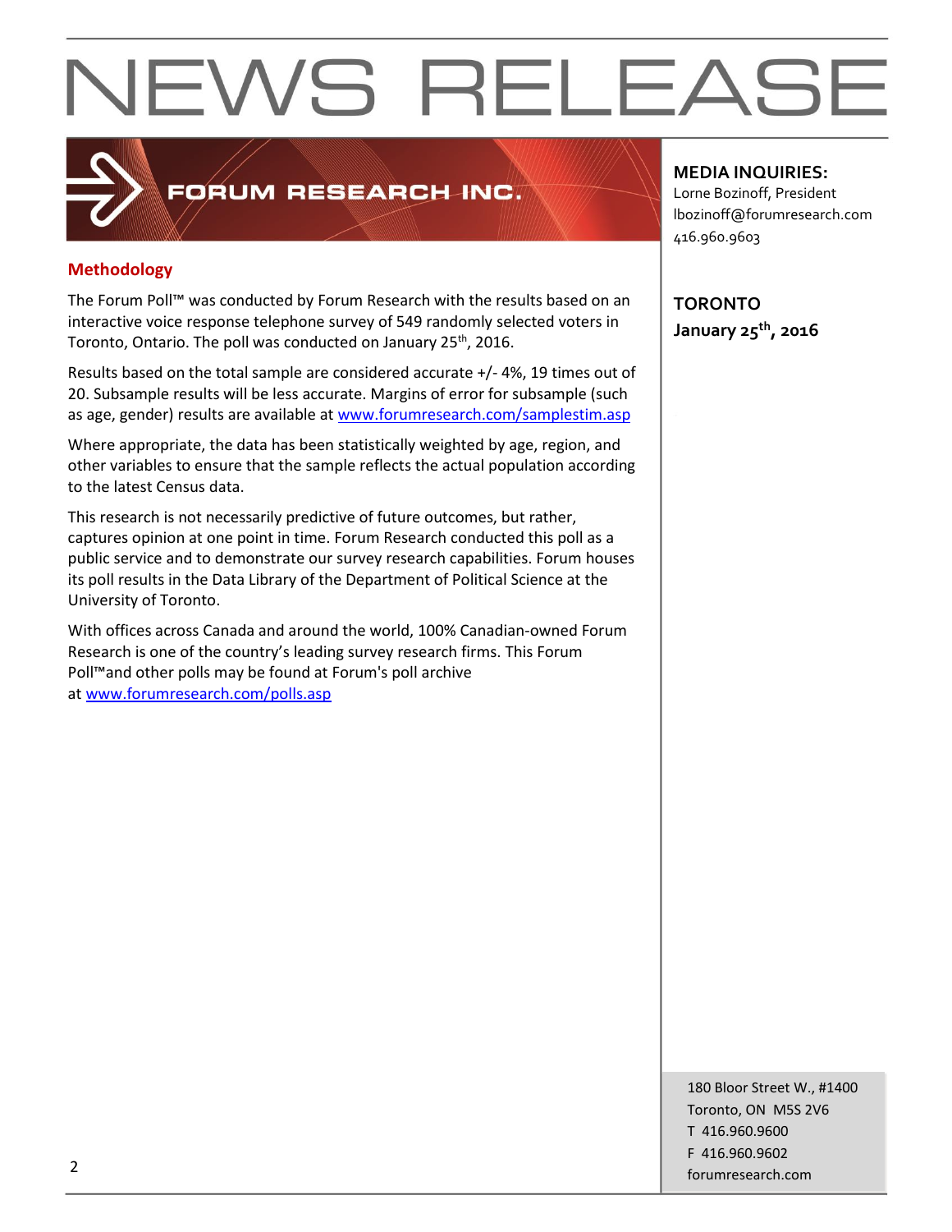# NEWS RELEASE

FORUM RESEARCH INC.

**MEDIA INQUIRIES:**
Lorne Bozinoff, President
lbozinoff@forumresearch.com
416.960.9603

**TORONTO**
**January 25th, 2016**

## Methodology

The Forum Poll™ was conducted by Forum Research with the results based on an interactive voice response telephone survey of 549 randomly selected voters in Toronto, Ontario. The poll was conducted on January 25th, 2016.

Results based on the total sample are considered accurate +/- 4%, 19 times out of 20. Subsample results will be less accurate. Margins of error for subsample (such as age, gender) results are available at www.forumresearch.com/samplestim.asp

Where appropriate, the data has been statistically weighted by age, region, and other variables to ensure that the sample reflects the actual population according to the latest Census data.

This research is not necessarily predictive of future outcomes, but rather, captures opinion at one point in time. Forum Research conducted this poll as a public service and to demonstrate our survey research capabilities. Forum houses its poll results in the Data Library of the Department of Political Science at the University of Toronto.

With offices across Canada and around the world, 100% Canadian-owned Forum Research is one of the country's leading survey research firms. This Forum Poll™and other polls may be found at Forum's poll archive at www.forumresearch.com/polls.asp

180 Bloor Street W., #1400
Toronto, ON M5S 2V6
T 416.960.9600
F 416.960.9602
forumresearch.com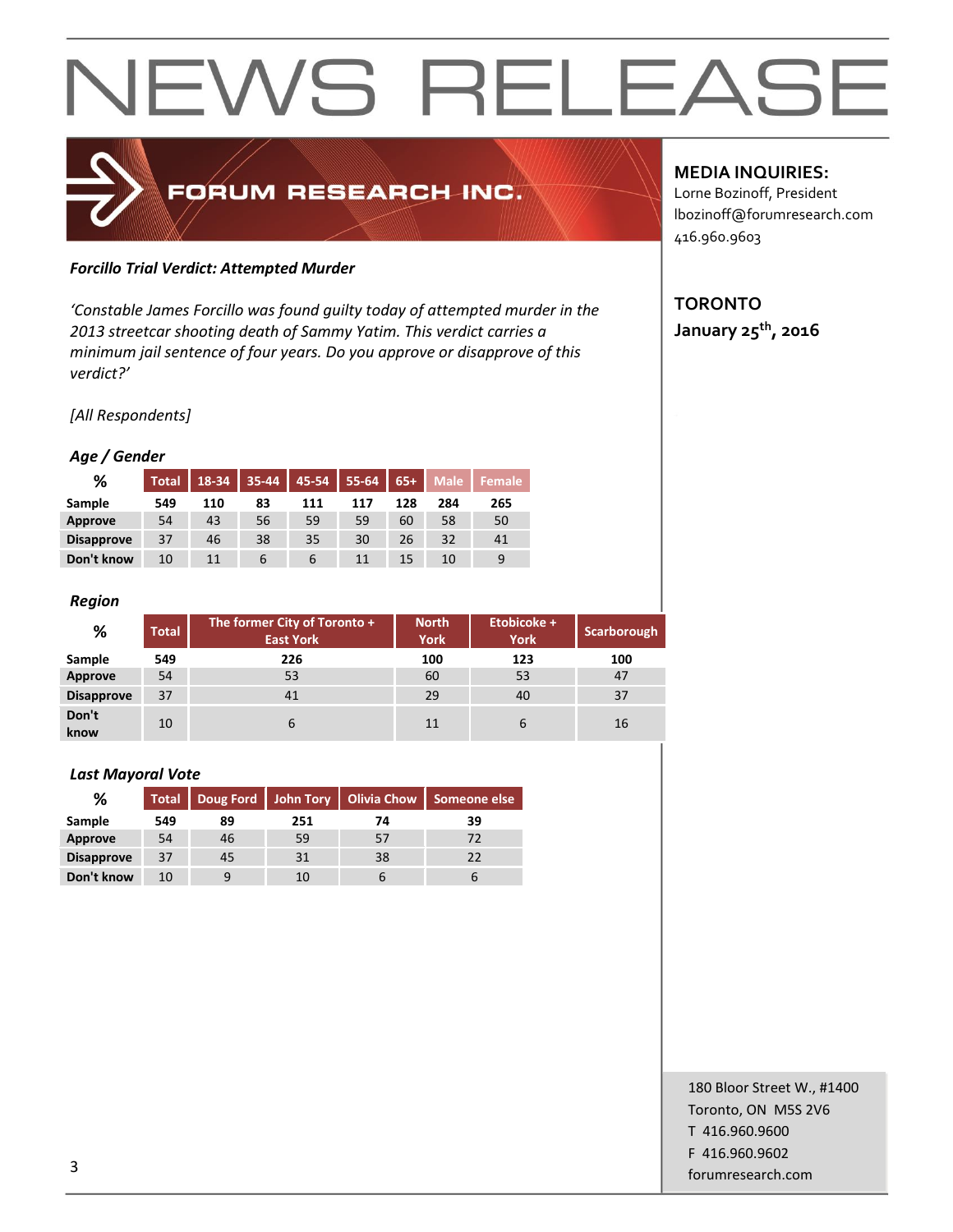# NEWS RELEASE

FORUM RESEARCH INC.

**MEDIA INQUIRIES:**
Lorne Bozinoff, President
lbozinoff@forumresearch.com
416.960.9603

**TORONTO**
**January 25th, 2016**

***Forcillo Trial Verdict: Attempted Murder***

*'Constable James Forcillo was found guilty today of attempted murder in the 2013 streetcar shooting death of Sammy Yatim. This verdict carries a minimum jail sentence of four years. Do you approve or disapprove of this verdict?'*

*[All Respondents]*

***Age / Gender***

| % | Total | 18-34 | 35-44 | 45-54 | 55-64 | 65+ | Male | Female |
|---|---|---|---|---|---|---|---|---|
| Sample | 549 | 110 | 83 | 111 | 117 | 128 | 284 | 265 |
| Approve | 54 | 43 | 56 | 59 | 59 | 60 | 58 | 50 |
| Disapprove | 37 | 46 | 38 | 35 | 30 | 26 | 32 | 41 |
| Don't know | 10 | 11 | 6 | 6 | 11 | 15 | 10 | 9 |

***Region***

| % | Total | The former City of Toronto + East York | North York | Etobicoke + York | Scarborough |
|---|---|---|---|---|---|
| Sample | 549 | 226 | 100 | 123 | 100 |
| Approve | 54 | 53 | 60 | 53 | 47 |
| Disapprove | 37 | 41 | 29 | 40 | 37 |
| Don't know | 10 | 6 | 11 | 6 | 16 |

***Last Mayoral Vote***

| % | Total | Doug Ford | John Tory | Olivia Chow | Someone else |
|---|---|---|---|---|---|
| Sample | 549 | 89 | 251 | 74 | 39 |
| Approve | 54 | 46 | 59 | 57 | 72 |
| Disapprove | 37 | 45 | 31 | 38 | 22 |
| Don't know | 10 | 9 | 10 | 6 | 6 |

180 Bloor Street W., #1400
Toronto, ON M5S 2V6
T 416.960.9600
F 416.960.9602
forumresearch.com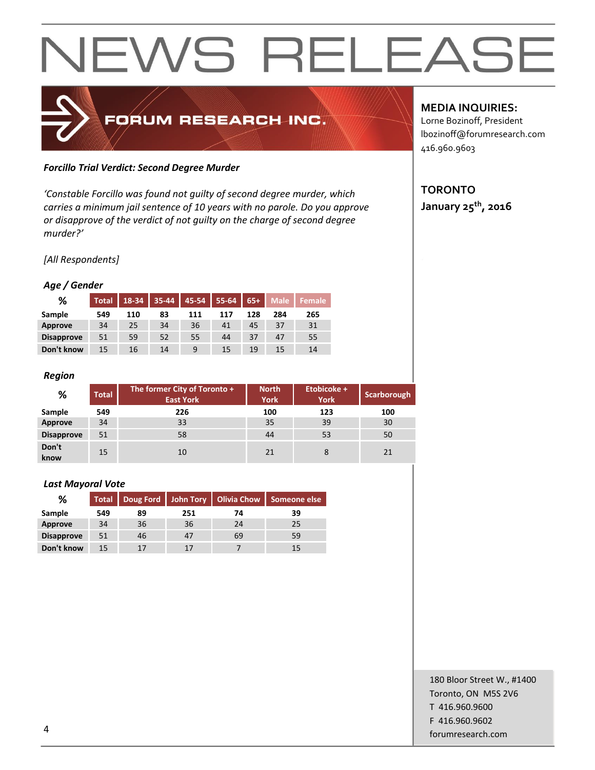# NEWS RELEASE

FORUM RESEARCH INC.

**MEDIA INQUIRIES:**
Lorne Bozinoff, President
lbozinoff@forumresearch.com
416.960.9603

**TORONTO**
**January 25th, 2016**

***Forcillo Trial Verdict: Second Degree Murder***

*'Constable Forcillo was found not guilty of second degree murder, which carries a minimum jail sentence of 10 years with no parole. Do you approve or disapprove of the verdict of not guilty on the charge of second degree murder?'*

*[All Respondents]*

***Age / Gender***

| % | Total | 18-34 | 35-44 | 45-54 | 55-64 | 65+ | Male | Female |
|---|---|---|---|---|---|---|---|---|
| **Sample** | **549** | **110** | **83** | **111** | **117** | **128** | **284** | **265** |
| **Approve** | 34 | 25 | 34 | 36 | 41 | 45 | 37 | 31 |
| **Disapprove** | 51 | 59 | 52 | 55 | 44 | 37 | 47 | 55 |
| **Don't know** | 15 | 16 | 14 | 9 | 15 | 19 | 15 | 14 |

***Region***

| % | Total | The former City of Toronto + East York | North York | Etobicoke + York | Scarborough |
|---|---|---|---|---|---|
| **Sample** | **549** | **226** | **100** | **123** | **100** |
| **Approve** | 34 | 33 | 35 | 39 | 30 |
| **Disapprove** | 51 | 58 | 44 | 53 | 50 |
| **Don't know** | 15 | 10 | 21 | 8 | 21 |

***Last Mayoral Vote***

| % | Total | Doug Ford | John Tory | Olivia Chow | Someone else |
|---|---|---|---|---|---|
| **Sample** | **549** | **89** | **251** | **74** | **39** |
| **Approve** | 34 | 36 | 36 | 24 | 25 |
| **Disapprove** | 51 | 46 | 47 | 69 | 59 |
| **Don't know** | 15 | 17 | 17 | 7 | 15 |

180 Bloor Street W., #1400
Toronto, ON M5S 2V6
T 416.960.9600
F 416.960.9602
forumresearch.com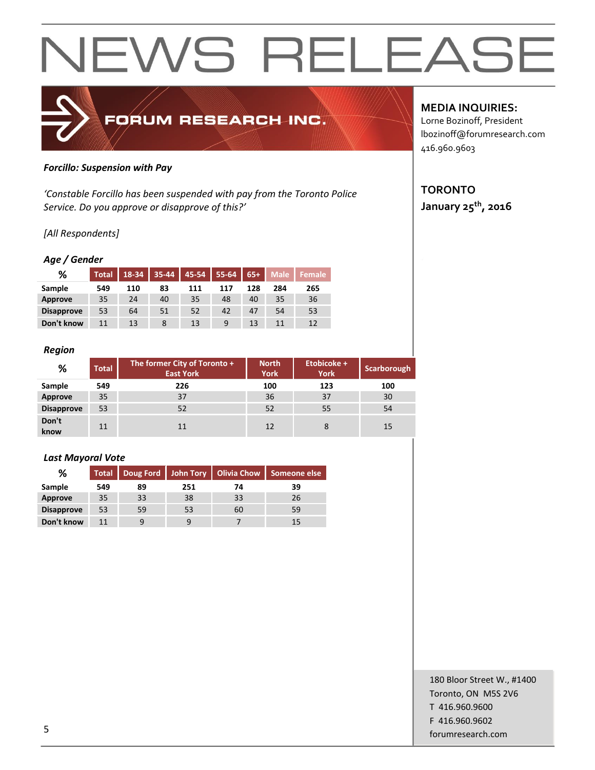# NEWS RELEASE

FORUM RESEARCH INC.

**MEDIA INQUIRIES:**
Lorne Bozinoff, President
lbozinoff@forumresearch.com
416.960.9603

**TORONTO**
**January 25th, 2016**

***Forcillo: Suspension with Pay***

*'Constable Forcillo has been suspended with pay from the Toronto Police Service. Do you approve or disapprove of this?'*

*[All Respondents]*

### *Age / Gender*

| % | Total | 18-34 | 35-44 | 45-54 | 55-64 | 65+ | Male | Female |
|---|---|---|---|---|---|---|---|---|
| Sample | 549 | 110 | 83 | 111 | 117 | 128 | 284 | 265 |
| Approve | 35 | 24 | 40 | 35 | 48 | 40 | 35 | 36 |
| Disapprove | 53 | 64 | 51 | 52 | 42 | 47 | 54 | 53 |
| Don't know | 11 | 13 | 8 | 13 | 9 | 13 | 11 | 12 |

### *Region*

| % | Total | The former City of Toronto + East York | North York | Etobicoke + York | Scarborough |
|---|---|---|---|---|---|
| Sample | 549 | 226 | 100 | 123 | 100 |
| Approve | 35 | 37 | 36 | 37 | 30 |
| Disapprove | 53 | 52 | 52 | 55 | 54 |
| Don't know | 11 | 11 | 12 | 8 | 15 |

### *Last Mayoral Vote*

| % | Total | Doug Ford | John Tory | Olivia Chow | Someone else |
|---|---|---|---|---|---|
| Sample | 549 | 89 | 251 | 74 | 39 |
| Approve | 35 | 33 | 38 | 33 | 26 |
| Disapprove | 53 | 59 | 53 | 60 | 59 |
| Don't know | 11 | 9 | 9 | 7 | 15 |

180 Bloor Street W., #1400
Toronto, ON M5S 2V6
T 416.960.9600
F 416.960.9602
forumresearch.com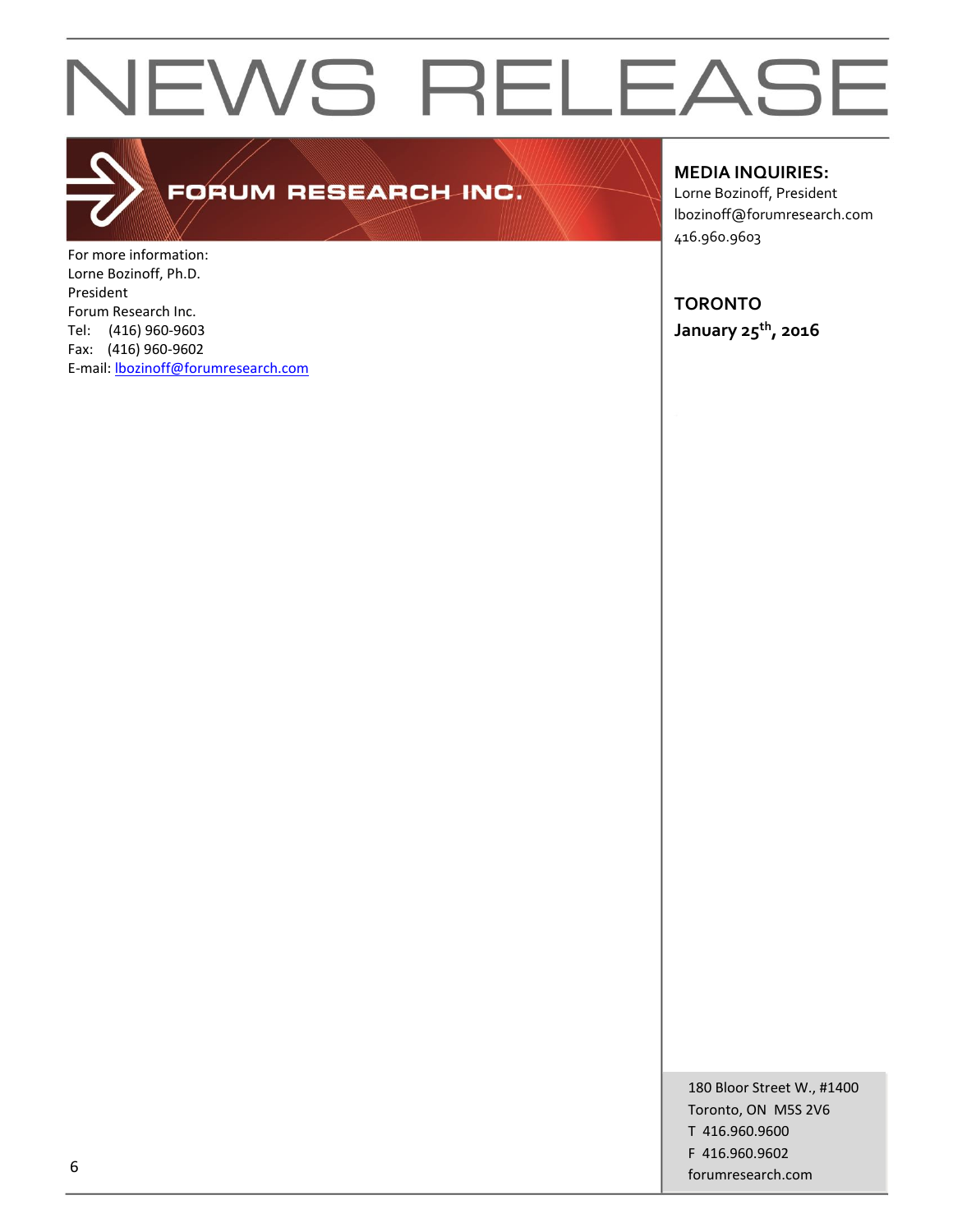# NEWS RELEASE

FORUM RESEARCH INC.

For more information:
Lorne Bozinoff, Ph.D.
President
Forum Research Inc.
Tel: (416) 960-9603
Fax: (416) 960-9602
E-mail: lbozinoff@forumresearch.com

**MEDIA INQUIRIES:**
Lorne Bozinoff, President
lbozinoff@forumresearch.com
416.960.9603

**TORONTO**
**January 25th, 2016**

180 Bloor Street W., #1400
Toronto, ON M5S 2V6
T 416.960.9600
F 416.960.9602
forumresearch.com